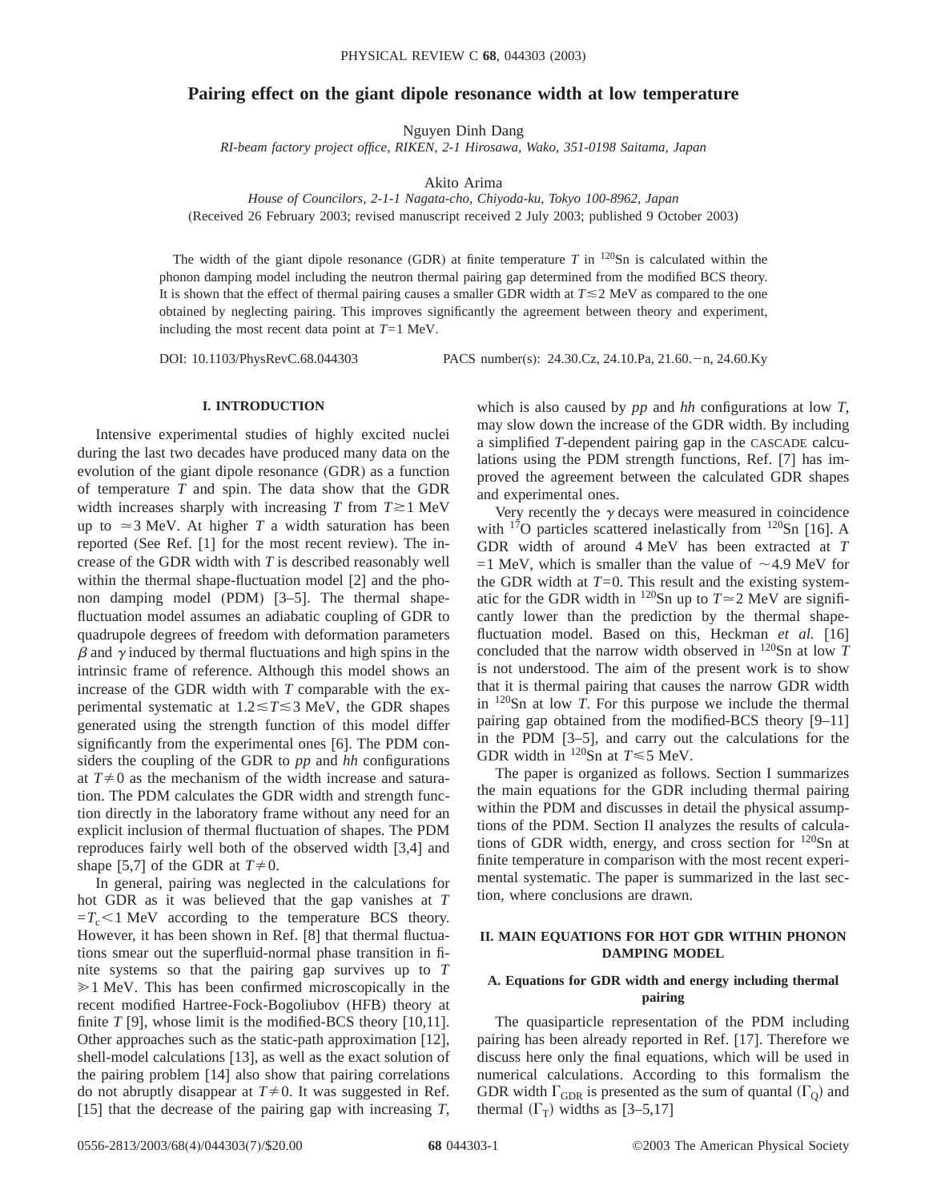# Pairing effect on the giant dipole resonance width at low temperature

Nguyen Dinh Dang

*RI-beam factory project office, RIKEN, 2-1 Hirosawa, Wako, 351-0198 Saitama, Japan*

Akito Arima

*House of Councilors, 2-1-1 Nagata-cho, Chiyoda-ku, Tokyo 100-8962, Japan*

(Received 26 February 2003; revised manuscript received 2 July 2003; published 9 October 2003)

The width of the giant dipole resonance (GDR) at finite temperature $T$ in $^{120}$Sn is calculated within the phonon damping model including the neutron thermal pairing gap determined from the modified BCS theory. It is shown that the effect of thermal pairing causes a smaller GDR width at $T \lesssim 2$ MeV as compared to the one obtained by neglecting pairing. This improves significantly the agreement between theory and experiment, including the most recent data point at $T=1$ MeV.

DOI: 10.1103/PhysRevC.68.044303 PACS number(s): 24.30.Cz, 24.10.Pa, 21.60.−n, 24.60.Ky

## I. INTRODUCTION

Intensive experimental studies of highly excited nuclei during the last two decades have produced many data on the evolution of the giant dipole resonance (GDR) as a function of temperature $T$ and spin. The data show that the GDR width increases sharply with increasing $T$ from $T \gtrsim 1$ MeV up to $\simeq 3$ MeV. At higher $T$ a width saturation has been reported (See Ref. [1] for the most recent review). The increase of the GDR width with $T$ is described reasonably well within the thermal shape-fluctuation model [2] and the phonon damping model (PDM) [3–5]. The thermal shape-fluctuation model assumes an adiabatic coupling of GDR to quadrupole degrees of freedom with deformation parameters $\beta$ and $\gamma$ induced by thermal fluctuations and high spins in the intrinsic frame of reference. Although this model shows an increase of the GDR width with $T$ comparable with the experimental systematic at $1.2 \lesssim T \lesssim 3$ MeV, the GDR shapes generated using the strength function of this model differ significantly from the experimental ones [6]. The PDM considers the coupling of the GDR to *pp* and *hh* configurations at $T \neq 0$ as the mechanism of the width increase and saturation. The PDM calculates the GDR width and strength function directly in the laboratory frame without any need for an explicit inclusion of thermal fluctuation of shapes. The PDM reproduces fairly well both of the observed width [3,4] and shape [5,7] of the GDR at $T \neq 0$.

In general, pairing was neglected in the calculations for hot GDR as it was believed that the gap vanishes at $T = T_c < 1$ MeV according to the temperature BCS theory. However, it has been shown in Ref. [8] that thermal fluctuations smear out the superfluid-normal phase transition in finite systems so that the pairing gap survives up to $T \gg 1$ MeV. This has been confirmed microscopically in the recent modified Hartree-Fock-Bogoliubov (HFB) theory at finite $T$ [9], whose limit is the modified-BCS theory [10,11]. Other approaches such as the static-path approximation [12], shell-model calculations [13], as well as the exact solution of the pairing problem [14] also show that pairing correlations do not abruptly disappear at $T \neq 0$. It was suggested in Ref. [15] that the decrease of the pairing gap with increasing $T$, which is also caused by *pp* and *hh* configurations at low $T$, may slow down the increase of the GDR width. By including a simplified $T$-dependent pairing gap in the CASCADE calculations using the PDM strength functions, Ref. [7] has improved the agreement between the calculated GDR shapes and experimental ones.

Very recently the $\gamma$ decays were measured in coincidence with $^{17}$O particles scattered inelastically from $^{120}$Sn [16]. A GDR width of around 4 MeV has been extracted at $T = 1$ MeV, which is smaller than the value of $\sim 4.9$ MeV for the GDR width at $T=0$. This result and the existing systematic for the GDR width in $^{120}$Sn up to $T \simeq 2$ MeV are significantly lower than the prediction by the thermal shape-fluctuation model. Based on this, Heckman *et al.* [16] concluded that the narrow width observed in $^{120}$Sn at low $T$ is not understood. The aim of the present work is to show that it is thermal pairing that causes the narrow GDR width in $^{120}$Sn at low $T$. For this purpose we include the thermal pairing gap obtained from the modified-BCS theory [9–11] in the PDM [3–5], and carry out the calculations for the GDR width in $^{120}$Sn at $T \lesssim 5$ MeV.

The paper is organized as follows. Section I summarizes the main equations for the GDR including thermal pairing within the PDM and discusses in detail the physical assumptions of the PDM. Section II analyzes the results of calculations of GDR width, energy, and cross section for $^{120}$Sn at finite temperature in comparison with the most recent experimental systematic. The paper is summarized in the last section, where conclusions are drawn.

## II. MAIN EQUATIONS FOR HOT GDR WITHIN PHONON DAMPING MODEL

### A. Equations for GDR width and energy including thermal pairing

The quasiparticle representation of the PDM including pairing has been already reported in Ref. [17]. Therefore we discuss here only the final equations, which will be used in numerical calculations. According to this formalism the GDR width $\Gamma_{\rm GDR}$ is presented as the sum of quantal ($\Gamma_{\rm Q}$) and thermal ($\Gamma_{\rm T}$) widths as [3–5,17]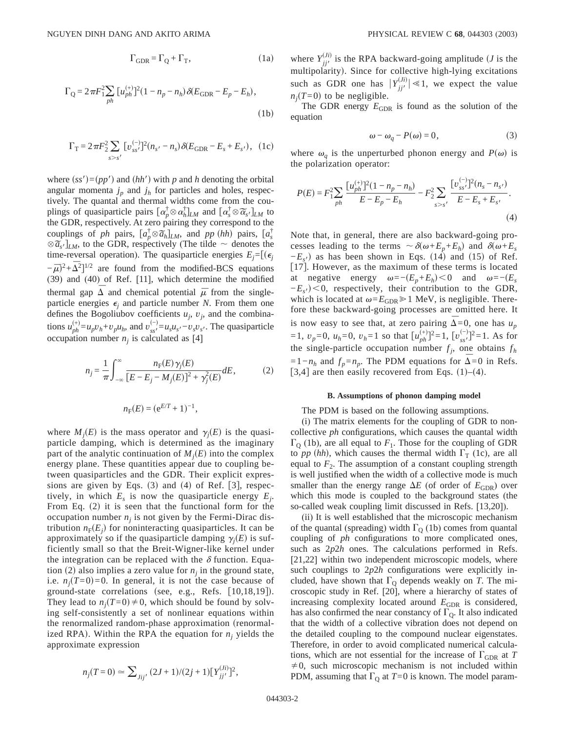$$\Gamma_{\rm GDR} = \Gamma_{\rm Q} + \Gamma_{\rm T}, \tag{1a}$$

$$\Gamma_{\rm Q} = 2\pi F_1^2 \sum_{ph} [u_{ph}^{(+)}]^2 (1 - n_p - n_h)\,\delta(E_{\rm GDR} - E_p - E_h), \tag{1b}$$

$$\Gamma_{\rm T} = 2\pi F_2^2 \sum_{s>s'} [v_{ss'}^{(-)}]^2 (n_{s'} - n_s)\,\delta(E_{\rm GDR} - E_s + E_{s'}), \tag{1c}$$

where $(ss')=(pp')$ and $(hh')$ with $p$ and $h$ denoting the orbital angular momenta $j_p$ and $j_h$ for particles and holes, respectively. The quantal and thermal widths come from the couplings of quasiparticle pairs $[\alpha_p^\dagger \otimes \alpha_h^\dagger]_{LM}$ and $[\alpha_s^\dagger \otimes \widetilde{\alpha}_{s'}]_{LM}$ to the GDR, respectively. At zero pairing they correspond to the couplings of *ph* pairs, $[a_p^\dagger \otimes \widetilde{a}_h]_{LM}$, and *pp* (*hh*) pairs, $[a_s^\dagger \otimes \widetilde{a}_{s'}]_{LM}$, to the GDR, respectively (The tilde $\sim$ denotes the time-reversal operation). The quasiparticle energies $E_j = [(\epsilon_j - \bar{\mu})^2 + \bar{\Delta}^2]^{1/2}$ are found from the modified-BCS equations (39) and (40) of Ref. [11], which determine the modified thermal gap $\bar{\Delta}$ and chemical potential $\bar{\mu}$ from the single-particle energies $\epsilon_j$ and particle number $N$. From them one defines the Bogoliubov coefficients $u_j$, $v_j$, and the combinations $u_{ph}^{(+)} = u_p v_h + v_p u_h$, and $v_{ss'}^{(-)} = u_s u_{s'} - v_s v_{s'}$. The quasiparticle occupation number $n_j$ is calculated as [4]

$$n_j = \frac{1}{\pi} \int_{-\infty}^{\infty} \frac{n_{\rm F}(E)\gamma_j(E)}{[E - E_j - M_j(E)]^2 + \gamma_j^2(E)} dE, \tag{2}$$

$$n_{\rm F}(E) = (e^{E/T} + 1)^{-1},$$

where $M_j(E)$ is the mass operator and $\gamma_j(E)$ is the quasiparticle damping, which is determined as the imaginary part of the analytic continuation of $M_j(E)$ into the complex energy plane. These quantities appear due to coupling between quasiparticles and the GDR. Their explicit expressions are given by Eqs. (3) and (4) of Ref. [3], respectively, in which $E_s$ is now the quasiparticle energy $E_j$. From Eq. (2) it is seen that the functional form for the occupation number $n_j$ is not given by the Fermi-Dirac distribution $n_{\rm F}(E_j)$ for noninteracting quasiparticles. It can be approximately so if the quasiparticle damping $\gamma_j(E)$ is sufficiently small so that the Breit-Wigner-like kernel under the integration can be replaced with the $\delta$ function. Equation (2) also implies a zero value for $n_j$ in the ground state, i.e. $n_j(T=0)=0$. In general, it is not the case because of ground-state correlations (see, e.g., Refs. [10,18,19]). They lead to $n_j(T=0)\neq 0$, which should be found by solving self-consistently a set of nonlinear equations within the renormalized random-phase approximation (renormalized RPA). Within the RPA the equation for $n_j$ yields the approximate expression

$$n_j(T=0) \simeq \sum_{Jij'} (2J+1)/(2j+1)[Y_{jj'}^{(Ji)}]^2,$$

where $Y_{jj'}^{(Ji)}$ is the RPA backward-going amplitude ($J$ is the multipolarity). Since for collective high-lying excitations such as GDR one has $|Y_{jj'}^{(Ji)}| \ll 1$, we expect the value $n_j(T=0)$ to be negligible.

The GDR energy $E_{\rm GDR}$ is found as the solution of the equation

$$\omega - \omega_q - P(\omega) = 0, \tag{3}$$

where $\omega_q$ is the unperturbed phonon energy and $P(\omega)$ is the polarization operator:

$$P(E) = F_1^2 \sum_{ph} \frac{[u_{ph}^{(+)}]^2(1 - n_p - n_h)}{E - E_p - E_h} - F_2^2 \sum_{s>s'} \frac{[v_{ss'}^{(-)}]^2(n_s - n_{s'})}{E - E_s + E_{s'}}. \tag{4}$$

Note that, in general, there are also backward-going processes leading to the terms $\sim \delta(\omega + E_p + E_h)$ and $\delta(\omega + E_s - E_{s'})$ as has been shown in Eqs. (14) and (15) of Ref. [17]. However, as the maximum of these terms is located at negative energy $\omega = -(E_p + E_h) < 0$ and $\omega = -(E_s - E_{s'}) < 0$, respectively, their contribution to the GDR, which is located at $\omega = E_{\rm GDR} \gg 1$ MeV, is negligible. Therefore these backward-going processes are omitted here. It is now easy to see that, at zero pairing $\bar{\Delta}=0$, one has $u_p = 1$, $v_p = 0$, $u_h = 0$, $v_h = 1$ so that $[u_{ph}^{(+)}]^2 = 1$, $[v_{ss'}^{(-)}]^2 = 1$. As for the single-particle occupation number $f_j$, one obtains $f_h = 1 - n_h$ and $f_p = n_p$. The PDM equations for $\bar{\Delta}=0$ in Refs. [3,4] are then easily recovered from Eqs. (1)–(4).

### B. Assumptions of phonon damping model

The PDM is based on the following assumptions.

(i) The matrix elements for the coupling of GDR to noncollective *ph* configurations, which causes the quantal width $\Gamma_{\rm Q}$ (1b), are all equal to $F_1$. Those for the coupling of GDR to *pp* (*hh*), which causes the thermal width $\Gamma_{\rm T}$ (1c), are all equal to $F_2$. The assumption of a constant coupling strength is well justified when the width of a collective mode is much smaller than the energy range $\Delta E$ (of order of $E_{\rm GDR}$) over which this mode is coupled to the background states (the so-called weak coupling limit discussed in Refs. [13,20]).

(ii) It is well established that the microscopic mechanism of the quantal (spreading) width $\Gamma_{\rm Q}$ (1b) comes from quantal coupling of *ph* configurations to more complicated ones, such as 2*p*2*h* ones. The calculations performed in Refs. [21,22] within two independent microscopic models, where such couplings to 2*p*2*h* configurations were explicitly included, have shown that $\Gamma_{\rm Q}$ depends weakly on $T$. The microscopic study in Ref. [20], where a hierarchy of states of increasing complexity located around $E_{\rm GDR}$ is considered, has also confirmed the near constancy of $\Gamma_{\rm Q}$. It also indicated that the width of a collective vibration does not depend on the detailed coupling to the compound nuclear eigenstates. Therefore, in order to avoid complicated numerical calculations, which are not essential for the increase of $\Gamma_{\rm GDR}$ at $T \neq 0$, such microscopic mechanism is not included within PDM, assuming that $\Gamma_{\rm Q}$ at $T=0$ is known. The model param-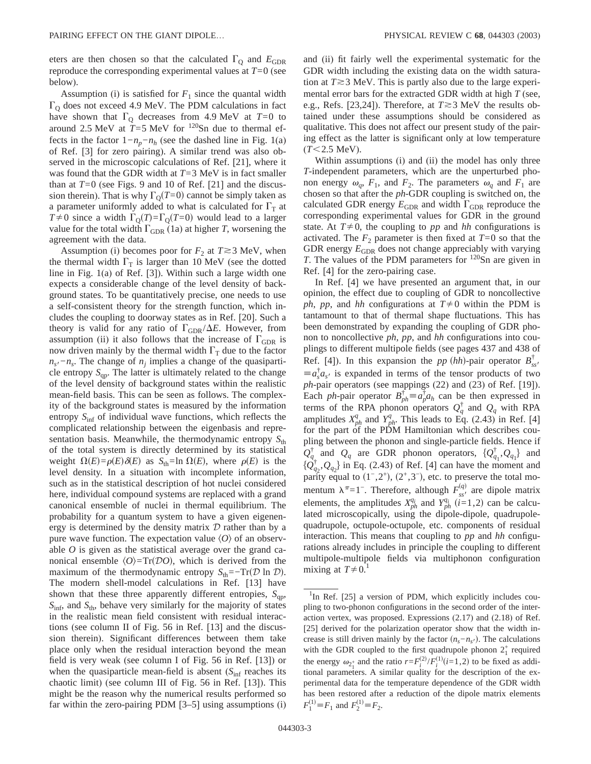eters are then chosen so that the calculated $\Gamma_Q$ and $E_{GDR}$ reproduce the corresponding experimental values at $T=0$ (see below).

Assumption (i) is satisfied for $F_1$ since the quantal width $\Gamma_Q$ does not exceed 4.9 MeV. The PDM calculations in fact have shown that $\Gamma_Q$ decreases from 4.9 MeV at $T=0$ to around 2.5 MeV at $T=5$ MeV for $^{120}$Sn due to thermal effects in the factor $1-n_p-n_h$ (see the dashed line in Fig. 1(a) of Ref. [3] for zero pairing). A similar trend was also observed in the microscopic calculations of Ref. [21], where it was found that the GDR width at $T=3$ MeV is in fact smaller than at $T=0$ (see Figs. 9 and 10 of Ref. [21] and the discussion therein). That is why $\Gamma_Q(T=0)$ cannot be simply taken as a parameter uniformly added to what is calculated for $\Gamma_T$ at $T\neq 0$ since a width $\Gamma_Q(T)=\Gamma_Q(T=0)$ would lead to a larger value for the total width $\Gamma_{GDR}$ (1a) at higher $T$, worsening the agreement with the data.

Assumption (i) becomes poor for $F_2$ at $T\gtrsim 3$ MeV, when the thermal width $\Gamma_T$ is larger than 10 MeV (see the dotted line in Fig. 1(a) of Ref. [3]). Within such a large width one expects a considerable change of the level density of background states. To be quantitatively precise, one needs to use a self-consistent theory for the strength function, which includes the coupling to doorway states as in Ref. [20]. Such a theory is valid for any ratio of $\Gamma_{GDR}/\Delta E$. However, from assumption (ii) it also follows that the increase of $\Gamma_{GDR}$ is now driven mainly by the thermal width $\Gamma_T$ due to the factor $n_{s'}-n_s$. The change of $n_j$ implies a change of the quasiparticle entropy $S_{qp}$. The latter is ultimately related to the change of the level density of background states within the realistic mean-field basis. This can be seen as follows. The complexity of the background states is measured by the information entropy $S_{inf}$ of individual wave functions, which reflects the complicated relationship between the eigenbasis and representation basis. Meanwhile, the thermodynamic entropy $S_{th}$ of the total system is directly determined by its statistical weight $\Omega(E)=\rho(E)\delta(E)$ as $S_{th}=\ln\Omega(E)$, where $\rho(E)$ is the level density. In a situation with incomplete information, such as in the statistical description of hot nuclei considered here, individual compound systems are replaced with a grand canonical ensemble of nuclei in thermal equilibrium. The probability for a quantum system to have a given eigenenergy is determined by the density matrix $\mathcal{D}$ rather than by a pure wave function. The expectation value $\langle O\rangle$ of an observable $O$ is given as the statistical average over the grand canonical ensemble $\langle O\rangle=\mathrm{Tr}(\mathcal{D}O)$, which is derived from the maximum of the thermodynamic entropy $S_{th}=-\mathrm{Tr}(\mathcal{D}\ln\mathcal{D})$. The modern shell-model calculations in Ref. [13] have shown that these three apparently different entropies, $S_{qp}$, $S_{inf}$, and $S_{th}$, behave very similarly for the majority of states in the realistic mean field consistent with residual interactions (see column II of Fig. 56 in Ref. [13] and the discussion therein). Significant differences between them take place only when the residual interaction beyond the mean field is very weak (see column I of Fig. 56 in Ref. [13]) or when the quasiparticle mean-field is absent ($S_{inf}$ reaches its chaotic limit) (see column III of Fig. 56 in Ref. [13]). This might be the reason why the numerical results performed so far within the zero-pairing PDM [3–5] using assumptions (i) and (ii) fit fairly well the experimental systematic for the GDR width including the existing data on the width saturation at $T\gtrsim 3$ MeV. This is partly also due to the large experimental error bars for the extracted GDR width at high $T$ (see, e.g., Refs. [23,24]). Therefore, at $T\gtrsim 3$ MeV the results obtained under these assumptions should be considered as qualitative. This does not affect our present study of the pairing effect as the latter is significant only at low temperature ($T<2.5$ MeV).

Within assumptions (i) and (ii) the model has only three $T$-independent parameters, which are the unperturbed phonon energy $\omega_q$, $F_1$, and $F_2$. The parameters $\omega_q$ and $F_1$ are chosen so that after the *ph*-GDR coupling is switched on, the calculated GDR energy $E_{GDR}$ and width $\Gamma_{GDR}$ reproduce the corresponding experimental values for GDR in the ground state. At $T\neq 0$, the coupling to *pp* and *hh* configurations is activated. The $F_2$ parameter is then fixed at $T=0$ so that the GDR energy $E_{GDR}$ does not change appreciably with varying $T$. The values of the PDM parameters for $^{120}$Sn are given in Ref. [4] for the zero-pairing case.

In Ref. [4] we have presented an argument that, in our opinion, the effect due to coupling of GDR to noncollective *ph*, *pp*, and *hh* configurations at $T\neq 0$ within the PDM is tantamount to that of thermal shape fluctuations. This has been demonstrated by expanding the coupling of GDR phonon to noncollective *ph*, *pp*, and *hh* configurations into couplings to different multipole fields (see pages 437 and 438 of Ref. [4]). In this expansion the *pp* (*hh*)-pair operator $B^\dagger_{ss'}\equiv a^\dagger_s a_{s'}$ is expanded in terms of the tensor products of two *ph*-pair operators (see mappings (22) and (23) of Ref. [19]). Each *ph*-pair operator $B^\dagger_{ph}\equiv a^\dagger_p a_h$ can be then expressed in terms of the RPA phonon operators $Q^\dagger_q$ and $Q_q$ with RPA amplitudes $X^q_{ph}$ and $Y^q_{ph}$. This leads to Eq. (2.43) in Ref. [4] for the part of the PDM Hamiltonian which describes coupling between the phonon and single-particle fields. Hence if $Q^\dagger_q$ and $Q_q$ are GDR phonon operators, $\{Q^\dagger_{q_1},Q_{q_1}\}$ and $\{Q^\dagger_{q_2},Q_{q_2}\}$ in Eq. (2.43) of Ref. [4] can have the moment and parity equal to $(1^-,2^+)$, $(2^+,3^-)$, etc. to preserve the total momentum $\lambda^\pi=1^-$. Therefore, although $F^{(q)}_{ss'}$ are dipole matrix elements, the amplitudes $X^{q_i}_{ph}$ and $Y^{q_i}_{ph}$ $(i=1,2)$ can be calculated microscopically, using the dipole-dipole, quadrupole-quadrupole, octupole-octupole, etc. components of residual interaction. This means that coupling to *pp* and *hh* configurations already includes in principle the coupling to different multipole-multipole fields via multiphonon configuration mixing at $T\neq 0$.[1]

---

[1] In Ref. [25] a version of PDM, which explicitly includes coupling to two-phonon configurations in the second order of the interaction vertex, was proposed. Expressions (2.17) and (2.18) of Ref. [25] derived for the polarization operator show that the width increase is still driven mainly by the factor $(n_s-n_{s'})$. The calculations with the GDR coupled to the first quadrupole phonon $2^+_1$ required the energy $\omega_{2^+_1}$ and the ratio $r=F^{(2)}_i/F^{(1)}_i (i=1,2)$ to be fixed as additional parameters. A similar quality for the description of the experimental data for the temperature dependence of the GDR width has been restored after a reduction of the dipole matrix elements $F^{(1)}_1\equiv F_1$ and $F^{(1)}_2\equiv F_2$.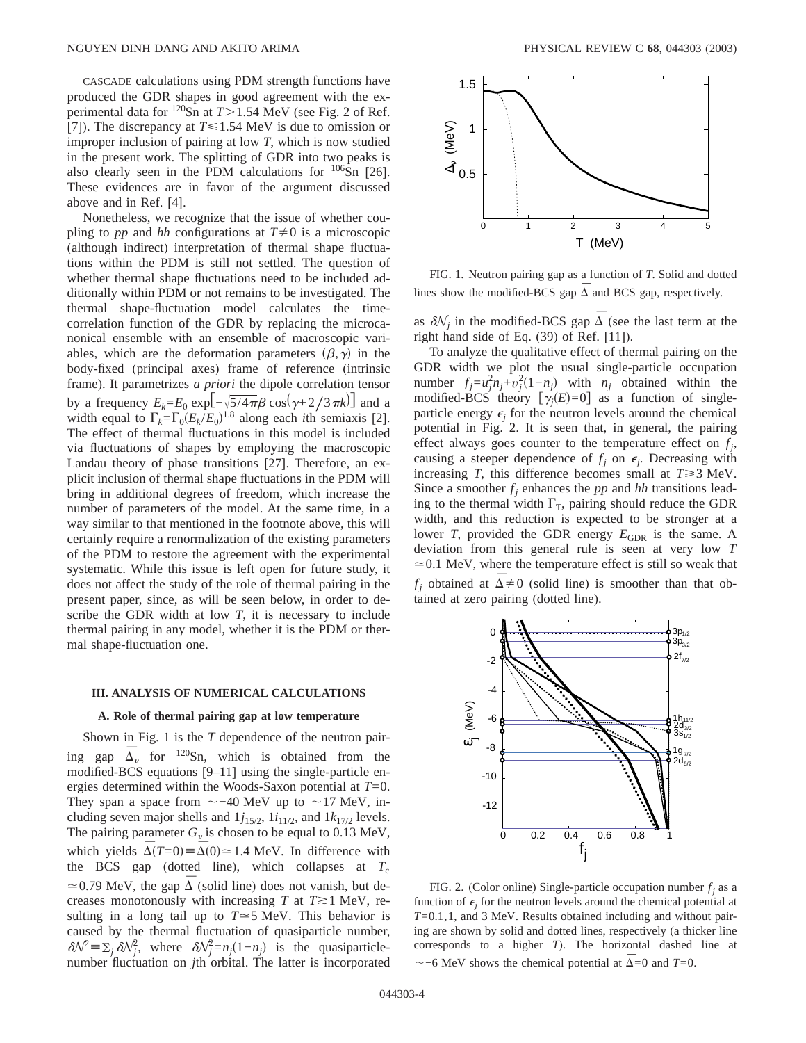CASCADE calculations using PDM strength functions have produced the GDR shapes in good agreement with the experimental data for $^{120}$Sn at $T > 1.54$ MeV (see Fig. 2 of Ref. [7]). The discrepancy at $T \leqslant 1.54$ MeV is due to omission or improper inclusion of pairing at low $T$, which is now studied in the present work. The splitting of GDR into two peaks is also clearly seen in the PDM calculations for $^{106}$Sn [26]. These evidences are in favor of the argument discussed above and in Ref. [4].

Nonetheless, we recognize that the issue of whether coupling to *pp* and *hh* configurations at $T \neq 0$ is a microscopic (although indirect) interpretation of thermal shape fluctuations within the PDM is still not settled. The question of whether thermal shape fluctuations need to be included additionally within PDM or not remains to be investigated. The thermal shape-fluctuation model calculates the time-correlation function of the GDR by replacing the microcanonical ensemble with an ensemble of macroscopic variables, which are the deformation parameters $(\beta, \gamma)$ in the body-fixed (principal axes) frame of reference (intrinsic frame). It parametrizes *a priori* the dipole correlation tensor by a frequency $E_k = E_0 \exp[-\sqrt{5/4\pi}\beta \cos(\gamma + 2/3\pi k)]$ and a width equal to $\Gamma_k = \Gamma_0 (E_k/E_0)^{1.8}$ along each $i$th semiaxis [2]. The effect of thermal fluctuations in this model is included via fluctuations of shapes by employing the macroscopic Landau theory of phase transitions [27]. Therefore, an explicit inclusion of thermal shape fluctuations in the PDM will bring in additional degrees of freedom, which increase the number of parameters of the model. At the same time, in a way similar to that mentioned in the footnote above, this will certainly require a renormalization of the existing parameters of the PDM to restore the agreement with the experimental systematic. While this issue is left open for future study, it does not affect the study of the role of thermal pairing in the present paper, since, as will be seen below, in order to describe the GDR width at low $T$, it is necessary to include thermal pairing in any model, whether it is the PDM or thermal shape-fluctuation one.

## III. ANALYSIS OF NUMERICAL CALCULATIONS

### A. Role of thermal pairing gap at low temperature

Shown in Fig. 1 is the $T$ dependence of the neutron pairing gap $\bar{\Delta}_\nu$ for $^{120}$Sn, which is obtained from the modified-BCS equations [9–11] using the single-particle energies determined within the Woods-Saxon potential at $T=0$. They span a space from $\sim -40$ MeV up to $\sim 17$ MeV, including seven major shells and $1j_{15/2}$, $1i_{11/2}$, and $1k_{17/2}$ levels. The pairing parameter $G_\nu$ is chosen to be equal to 0.13 MeV, which yields $\bar{\Delta}(T=0) \equiv \bar{\Delta}(0) \simeq 1.4$ MeV. In difference with the BCS gap (dotted line), which collapses at $T_c \simeq 0.79$ MeV, the gap $\bar{\Delta}$ (solid line) does not vanish, but decreases monotonously with increasing $T$ at $T \gtrsim 1$ MeV, resulting in a long tail up to $T \simeq 5$ MeV. This behavior is caused by the thermal fluctuation of quasiparticle number, $\delta\mathcal{N}^2 \equiv \sum_j \delta\mathcal{N}_j^2$, where $\delta\mathcal{N}_j^2 = n_j(1-n_j)$ is the quasiparticle-number fluctuation on $j$th orbital. The latter is incorporated as $\delta\mathcal{N}_j$ in the modified-BCS gap $\bar{\Delta}$ (see the last term at the right hand side of Eq. (39) of Ref. [11]).

FIG. 1. Neutron pairing gap as a function of $T$. Solid and dotted lines show the modified-BCS gap $\bar{\Delta}$ and BCS gap, respectively.

To analyze the qualitative effect of thermal pairing on the GDR width we plot the usual single-particle occupation number $f_j = u_j^2 n_j + v_j^2(1-n_j)$ with $n_j$ obtained within the modified-BCS theory $[\gamma_j(E)=0]$ as a function of single-particle energy $\epsilon_j$ for the neutron levels around the chemical potential in Fig. 2. It is seen that, in general, the pairing effect always goes counter to the temperature effect on $f_j$, causing a steeper dependence of $f_j$ on $\epsilon_j$. Decreasing with increasing $T$, this difference becomes small at $T \geqslant 3$ MeV. Since a smoother $f_j$ enhances the *pp* and *hh* transitions leading to the thermal width $\Gamma_T$, pairing should reduce the GDR width, and this reduction is expected to be stronger at a lower $T$, provided the GDR energy $E_{\rm GDR}$ is the same. A deviation from this general rule is seen at very low $T \simeq 0.1$ MeV, where the temperature effect is still so weak that $f_j$ obtained at $\bar{\Delta} \neq 0$ (solid line) is smoother than that obtained at zero pairing (dotted line).

FIG. 2. (Color online) Single-particle occupation number $f_j$ as a function of $\epsilon_j$ for the neutron levels around the chemical potential at $T$=0.1,1, and 3 MeV. Results obtained including and without pairing are shown by solid and dotted lines, respectively (a thicker line corresponds to a higher $T$). The horizontal dashed line at $\sim -6$ MeV shows the chemical potential at $\bar{\Delta}=0$ and $T=0$.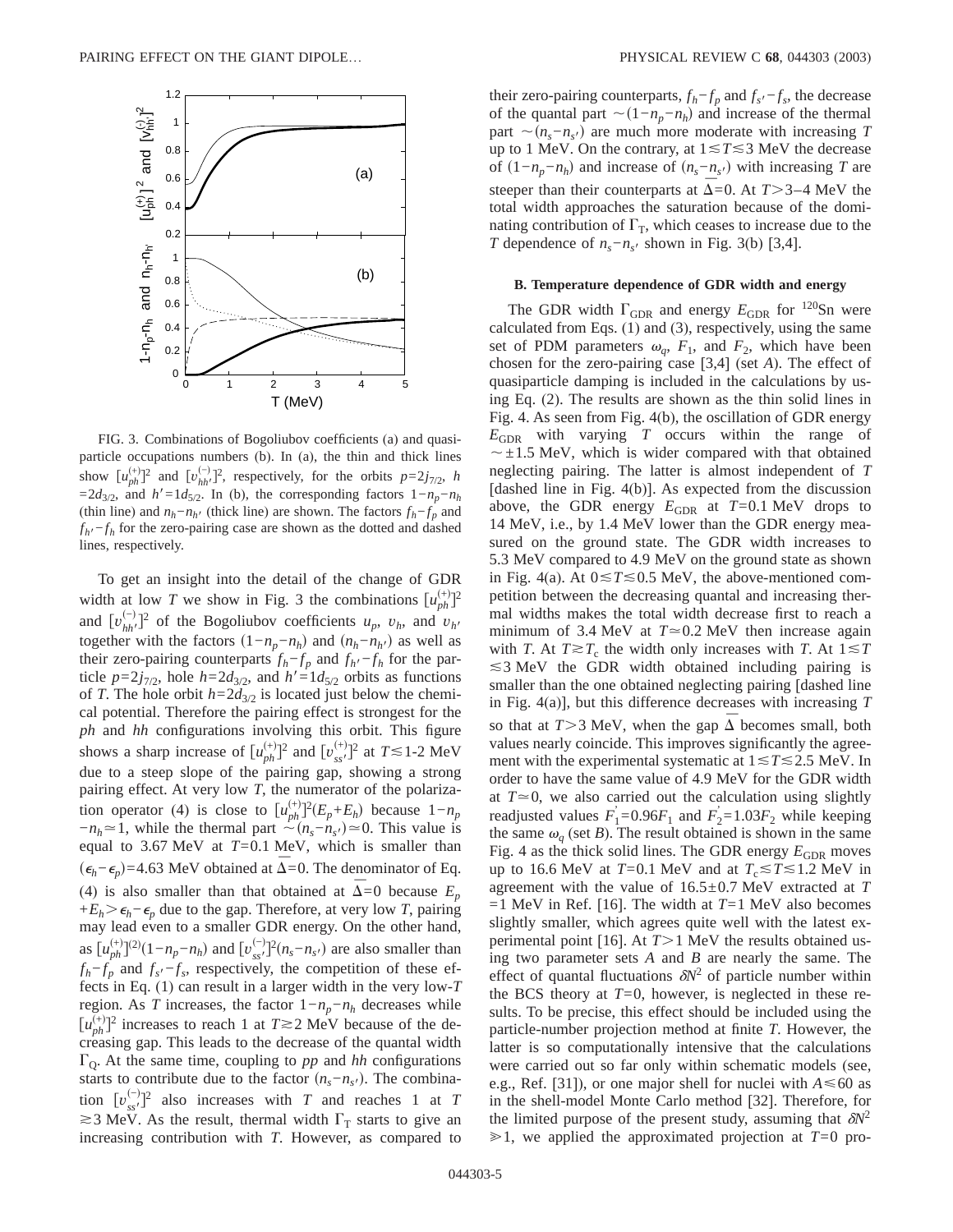FIG. 3. Combinations of Bogoliubov coefficients (a) and quasiparticle occupations numbers (b). In (a), the thin and thick lines show $[u_{ph}^{(+)}]^2$ and $[v_{hh'}^{(-)}]^2$, respectively, for the orbits $p=2j_{7/2}$, $h=2d_{3/2}$, and $h'=1d_{5/2}$. In (b), the corresponding factors $1-n_p-n_h$ (thin line) and $n_h-n_{h'}$ (thick line) are shown. The factors $f_h-f_p$ and $f_{h'}-f_h$ for the zero-pairing case are shown as the dotted and dashed lines, respectively.

To get an insight into the detail of the change of GDR width at low $T$ we show in Fig. 3 the combinations $[u_{ph}^{(+)}]^2$ and $[v_{hh'}^{(-)}]^2$ of the Bogoliubov coefficients $u_p$, $v_h$, and $v_{h'}$ together with the factors $(1-n_p-n_h)$ and $(n_h-n_{h'})$ as well as their zero-pairing counterparts $f_h-f_p$ and $f_{h'}-f_h$ for the particle $p=2j_{7/2}$, hole $h=2d_{3/2}$, and $h'=1d_{5/2}$ orbits as functions of $T$. The hole orbit $h=2d_{3/2}$ is located just below the chemical potential. Therefore the pairing effect is strongest for the *ph* and *hh* configurations involving this orbit. This figure shows a sharp increase of $[u_{ph}^{(+)}]^2$ and $[v_{ss'}^{(+)}]^2$ at $T\lesssim$1-2 MeV due to a steep slope of the pairing gap, showing a strong pairing effect. At very low $T$, the numerator of the polarization operator (4) is close to $[u_{ph}^{(+)}]^2(E_p+E_h)$ because $1-n_p-n_h\simeq 1$, while the thermal part $\sim(n_s-n_{s'})\simeq 0$. This value is equal to 3.67 MeV at $T$=0.1 MeV, which is smaller than $(\epsilon_h-\epsilon_p)$=4.63 MeV obtained at $\bar{\Delta}=0$. The denominator of Eq. (4) is also smaller than that obtained at $\bar{\Delta}=0$ because $E_p+E_h>\epsilon_h-\epsilon_p$ due to the gap. Therefore, at very low $T$, pairing may lead even to a smaller GDR energy. On the other hand, as $[u_{ph}^{(+)}]^{(2)}(1-n_p-n_h)$ and $[v_{ss'}^{(-)}]^2(n_s-n_{s'})$ are also smaller than $f_h-f_p$ and $f_{s'}-f_s$, respectively, the competition of these effects in Eq. (1) can result in a larger width in the very low-$T$ region. As $T$ increases, the factor $1-n_p-n_h$ decreases while $[u_{ph}^{(+)}]^2$ increases to reach 1 at $T\gtrsim$2 MeV because of the decreasing gap. This leads to the decrease of the quantal width $\Gamma_Q$. At the same time, coupling to *pp* and *hh* configurations starts to contribute due to the factor $(n_s-n_{s'})$. The combination $[v_{ss'}^{(-)}]^2$ also increases with $T$ and reaches 1 at $T\gtrsim$3 MeV. As the result, thermal width $\Gamma_T$ starts to give an increasing contribution with $T$. However, as compared to their zero-pairing counterparts, $f_h-f_p$ and $f_{s'}-f_s$, the decrease of the quantal part $\sim(1-n_p-n_h)$ and increase of the thermal part $\sim(n_s-n_{s'})$ are much more moderate with increasing $T$ up to 1 MeV. On the contrary, at $1\lesssim T\lesssim 3$ MeV the decrease of $(1-n_p-n_h)$ and increase of $(n_s-n_{s'})$ with increasing $T$ are steeper than their counterparts at $\bar{\Delta}=0$. At $T>$3–4 MeV the total width approaches the saturation because of the dominating contribution of $\Gamma_T$, which ceases to increase due to the $T$ dependence of $n_s-n_{s'}$ shown in Fig. 3(b) [3,4].

### B. Temperature dependence of GDR width and energy

The GDR width $\Gamma_{GDR}$ and energy $E_{GDR}$ for $^{120}$Sn were calculated from Eqs. (1) and (3), respectively, using the same set of PDM parameters $\omega_q$, $F_1$, and $F_2$, which have been chosen for the zero-pairing case [3,4] (set *A*). The effect of quasiparticle damping is included in the calculations by using Eq. (2). The results are shown as the thin solid lines in Fig. 4. As seen from Fig. 4(b), the oscillation of GDR energy $E_{GDR}$ with varying $T$ occurs within the range of $\sim\pm 1.5$ MeV, which is wider compared with that obtained neglecting pairing. The latter is almost independent of $T$ [dashed line in Fig. 4(b)]. As expected from the discussion above, the GDR energy $E_{GDR}$ at $T$=0.1 MeV drops to 14 MeV, i.e., by 1.4 MeV lower than the GDR energy measured on the ground state. The GDR width increases to 5.3 MeV compared to 4.9 MeV on the ground state as shown in Fig. 4(a). At $0\lesssim T\lesssim 0.5$ MeV, the above-mentioned competition between the decreasing quantal and increasing thermal widths makes the total width decrease first to reach a minimum of 3.4 MeV at $T\simeq 0.2$ MeV then increase again with $T$. At $T\gtrsim T_c$ the width only increases with $T$. At $1\lesssim T\lesssim 3$ MeV the GDR width obtained including pairing is smaller than the one obtained neglecting pairing [dashed line in Fig. 4(a)], but this difference decreases with increasing $T$ so that at $T>3$ MeV, when the gap $\bar{\Delta}$ becomes small, both values nearly coincide. This improves significantly the agreement with the experimental systematic at $1\lesssim T\lesssim 2.5$ MeV. In order to have the same value of 4.9 MeV for the GDR width at $T\simeq 0$, we also carried out the calculation using slightly readjusted values $F_1'=0.96F_1$ and $F_2'=1.03F_2$ while keeping the same $\omega_q$ (set *B*). The result obtained is shown in the same Fig. 4 as the thick solid lines. The GDR energy $E_{GDR}$ moves up to 16.6 MeV at $T$=0.1 MeV and at $T_c\lesssim T\lesssim 1.2$ MeV in agreement with the value of 16.5±0.7 MeV extracted at $T$=1 MeV in Ref. [16]. The width at $T$=1 MeV also becomes slightly smaller, which agrees quite well with the latest experimental point [16]. At $T>1$ MeV the results obtained using two parameter sets *A* and *B* are nearly the same. The effect of quantal fluctuations $\delta N^2$ of particle number within the BCS theory at $T$=0, however, is neglected in these results. To be precise, this effect should be included using the particle-number projection method at finite $T$. However, the latter is so computationally intensive that the calculations were carried out so far only within schematic models (see, e.g., Ref. [31]), or one major shell for nuclei with $A\lesssim 60$ as in the shell-model Monte Carlo method [32]. Therefore, for the limited purpose of the present study, assuming that $\delta N^2\gg 1$, we applied the approximated projection at $T$=0 pro-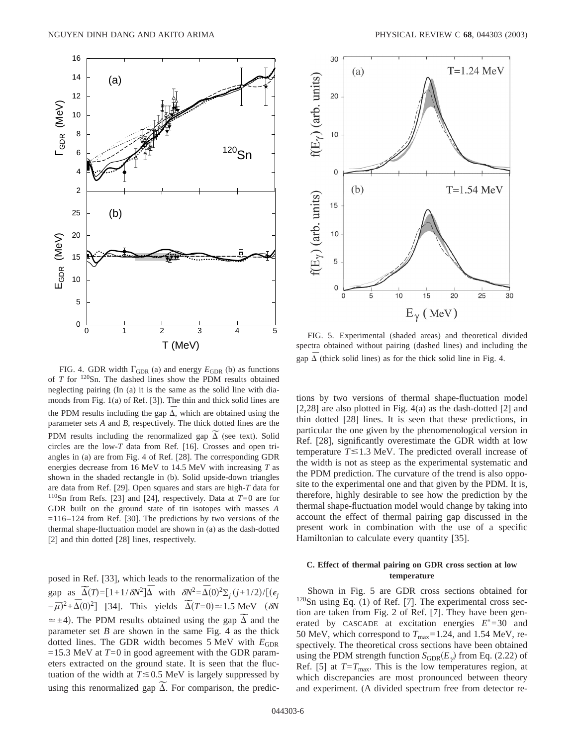FIG. 4. GDR width $\Gamma_{\rm GDR}$ (a) and energy $E_{\rm GDR}$ (b) as functions of $T$ for $^{120}$Sn. The dashed lines show the PDM results obtained neglecting pairing (In (a) it is the same as the solid line with diamonds from Fig. 1(a) of Ref. [3]). The thin and thick solid lines are the PDM results including the gap $\bar{\Delta}$, which are obtained using the parameter sets $A$ and $B$, respectively. The thick dotted lines are the PDM results including the renormalized gap $\tilde{\Delta}$ (see text). Solid circles are the low-$T$ data from Ref. [16]. Crosses and open triangles in (a) are from Fig. 4 of Ref. [28]. The corresponding GDR energies decrease from 16 MeV to 14.5 MeV with increasing $T$ as shown in the shaded rectangle in (b). Solid upside-down triangles are data from Ref. [29]. Open squares and stars are high-$T$ data for $^{110}$Sn from Refs. [23] and [24], respectively. Data at $T$=0 are for GDR built on the ground state of tin isotopes with masses $A$ =116–124 from Ref. [30]. The predictions by two versions of the thermal shape-fluctuation model are shown in (a) as the dash-dotted [2] and thin dotted [28] lines, respectively.

posed in Ref. [33], which leads to the renormalization of the gap as $\tilde{\Delta}(T)=[1+1/\delta N^2]\bar{\Delta}$ with $\delta N^2=\bar{\Delta}(0)^2\sum_j(j+1/2)/[(\epsilon_j-\bar{\mu})^2+\bar{\Delta}(0)^2]$ [34]. This yields $\tilde{\Delta}(T=0)\simeq1.5$ MeV ($\delta N\simeq\pm4$). The PDM results obtained using the gap $\tilde{\Delta}$ and the parameter set $B$ are shown in the same Fig. 4 as the thick dotted lines. The GDR width becomes 5 MeV with $E_{\rm GDR}$ =15.3 MeV at $T$=0 in good agreement with the GDR parameters extracted on the ground state. It is seen that the fluctuation of the width at $T\lesssim0.5$ MeV is largely suppressed by using this renormalized gap $\tilde{\Delta}$. For comparison, the predictions by two versions of thermal shape-fluctuation model [2,28] are also plotted in Fig. 4(a) as the dash-dotted [2] and thin dotted [28] lines. It is seen that these predictions, in particular the one given by the phenomenological version in Ref. [28], significantly overestimate the GDR width at low temperature $T\lesssim1.3$ MeV. The predicted overall increase of the width is not as steep as the experimental systematic and the PDM prediction. The curvature of the trend is also opposite to the experimental one and that given by the PDM. It is, therefore, highly desirable to see how the prediction by the thermal shape-fluctuation model would change by taking into account the effect of thermal pairing gap discussed in the present work in combination with the use of a specific Hamiltonian to calculate every quantity [35].

FIG. 5. Experimental (shaded areas) and theoretical divided spectra obtained without pairing (dashed lines) and including the gap $\bar{\Delta}$ (thick solid lines) as for the thick solid line in Fig. 4.

### C. Effect of thermal pairing on GDR cross section at low temperature

Shown in Fig. 5 are GDR cross sections obtained for $^{120}$Sn using Eq. (1) of Ref. [7]. The experimental cross section are taken from Fig. 2 of Ref. [7]. They have been generated by CASCADE at excitation energies $E^*$=30 and 50 MeV, which correspond to $T_{\rm max}$=1.24, and 1.54 MeV, respectively. The theoretical cross sections have been obtained using the PDM strength function $S_{\rm GDR}(E_\gamma)$ from Eq. (2.22) of Ref. [5] at $T=T_{\rm max}$. This is the low temperatures region, at which discrepancies are most pronounced between theory and experiment. (A divided spectrum free from detector re-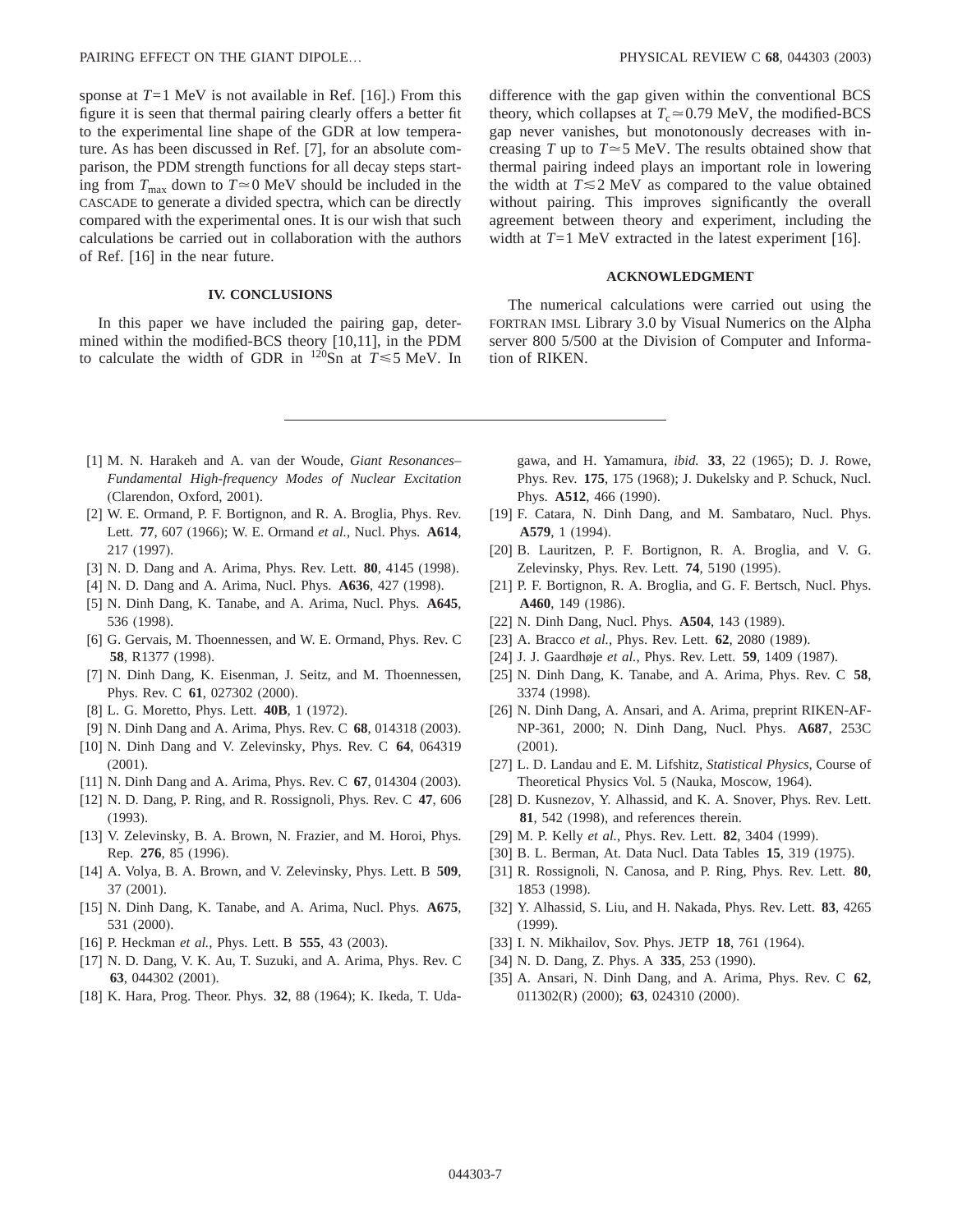sponse at $T=1$ MeV is not available in Ref. [16].) From this figure it is seen that thermal pairing clearly offers a better fit to the experimental line shape of the GDR at low temperature. As has been discussed in Ref. [7], for an absolute comparison, the PDM strength functions for all decay steps starting from $T_{\max}$ down to $T\simeq 0$ MeV should be included in the CASCADE to generate a divided spectra, which can be directly compared with the experimental ones. It is our wish that such calculations be carried out in collaboration with the authors of Ref. [16] in the near future.

## IV. CONCLUSIONS

In this paper we have included the pairing gap, determined within the modified-BCS theory [10,11], in the PDM to calculate the width of GDR in $^{120}$Sn at $T\leqslant 5$ MeV. In difference with the gap given within the conventional BCS theory, which collapses at $T_c\simeq 0.79$ MeV, the modified-BCS gap never vanishes, but monotonously decreases with increasing $T$ up to $T\simeq 5$ MeV. The results obtained show that thermal pairing indeed plays an important role in lowering the width at $T\lesssim 2$ MeV as compared to the value obtained without pairing. This improves significantly the overall agreement between theory and experiment, including the width at $T=1$ MeV extracted in the latest experiment [16].

## ACKNOWLEDGMENT

The numerical calculations were carried out using the FORTRAN IMSL Library 3.0 by Visual Numerics on the Alpha server 800 5/500 at the Division of Computer and Information of RIKEN.

---

[1] M. N. Harakeh and A. van der Woude, *Giant Resonances–Fundamental High-frequency Modes of Nuclear Excitation* (Clarendon, Oxford, 2001).

[2] W. E. Ormand, P. F. Bortignon, and R. A. Broglia, Phys. Rev. Lett. **77**, 607 (1966); W. E. Ormand *et al.*, Nucl. Phys. **A614**, 217 (1997).

[3] N. D. Dang and A. Arima, Phys. Rev. Lett. **80**, 4145 (1998).

[4] N. D. Dang and A. Arima, Nucl. Phys. **A636**, 427 (1998).

[5] N. Dinh Dang, K. Tanabe, and A. Arima, Nucl. Phys. **A645**, 536 (1998).

[6] G. Gervais, M. Thoennessen, and W. E. Ormand, Phys. Rev. C **58**, R1377 (1998).

[7] N. Dinh Dang, K. Eisenman, J. Seitz, and M. Thoennessen, Phys. Rev. C **61**, 027302 (2000).

[8] L. G. Moretto, Phys. Lett. **40B**, 1 (1972).

[9] N. Dinh Dang and A. Arima, Phys. Rev. C **68**, 014318 (2003).

[10] N. Dinh Dang and V. Zelevinsky, Phys. Rev. C **64**, 064319 (2001).

[11] N. Dinh Dang and A. Arima, Phys. Rev. C **67**, 014304 (2003).

[12] N. D. Dang, P. Ring, and R. Rossignoli, Phys. Rev. C **47**, 606 (1993).

[13] V. Zelevinsky, B. A. Brown, N. Frazier, and M. Horoi, Phys. Rep. **276**, 85 (1996).

[14] A. Volya, B. A. Brown, and V. Zelevinsky, Phys. Lett. B **509**, 37 (2001).

[15] N. Dinh Dang, K. Tanabe, and A. Arima, Nucl. Phys. **A675**, 531 (2000).

[16] P. Heckman *et al.*, Phys. Lett. B **555**, 43 (2003).

[17] N. D. Dang, V. K. Au, T. Suzuki, and A. Arima, Phys. Rev. C **63**, 044302 (2001).

[18] K. Hara, Prog. Theor. Phys. **32**, 88 (1964); K. Ikeda, T. Udagawa, and H. Yamamura, *ibid.* **33**, 22 (1965); D. J. Rowe, Phys. Rev. **175**, 175 (1968); J. Dukelsky and P. Schuck, Nucl. Phys. **A512**, 466 (1990).

[19] F. Catara, N. Dinh Dang, and M. Sambataro, Nucl. Phys. **A579**, 1 (1994).

[20] B. Lauritzen, P. F. Bortignon, R. A. Broglia, and V. G. Zelevinsky, Phys. Rev. Lett. **74**, 5190 (1995).

[21] P. F. Bortignon, R. A. Broglia, and G. F. Bertsch, Nucl. Phys. **A460**, 149 (1986).

[22] N. Dinh Dang, Nucl. Phys. **A504**, 143 (1989).

[23] A. Bracco *et al.*, Phys. Rev. Lett. **62**, 2080 (1989).

[24] J. J. Gaardhøje *et al.*, Phys. Rev. Lett. **59**, 1409 (1987).

[25] N. Dinh Dang, K. Tanabe, and A. Arima, Phys. Rev. C **58**, 3374 (1998).

[26] N. Dinh Dang, A. Ansari, and A. Arima, preprint RIKEN-AF-NP-361, 2000; N. Dinh Dang, Nucl. Phys. **A687**, 253C (2001).

[27] L. D. Landau and E. M. Lifshitz, *Statistical Physics*, Course of Theoretical Physics Vol. 5 (Nauka, Moscow, 1964).

[28] D. Kusnezov, Y. Alhassid, and K. A. Snover, Phys. Rev. Lett. **81**, 542 (1998), and references therein.

[29] M. P. Kelly *et al.*, Phys. Rev. Lett. **82**, 3404 (1999).

[30] B. L. Berman, At. Data Nucl. Data Tables **15**, 319 (1975).

[31] R. Rossignoli, N. Canosa, and P. Ring, Phys. Rev. Lett. **80**, 1853 (1998).

[32] Y. Alhassid, S. Liu, and H. Nakada, Phys. Rev. Lett. **83**, 4265 (1999).

[33] I. N. Mikhailov, Sov. Phys. JETP **18**, 761 (1964).

[34] N. D. Dang, Z. Phys. A **335**, 253 (1990).

[35] A. Ansari, N. Dinh Dang, and A. Arima, Phys. Rev. C **62**, 011302(R) (2000); **63**, 024310 (2000).